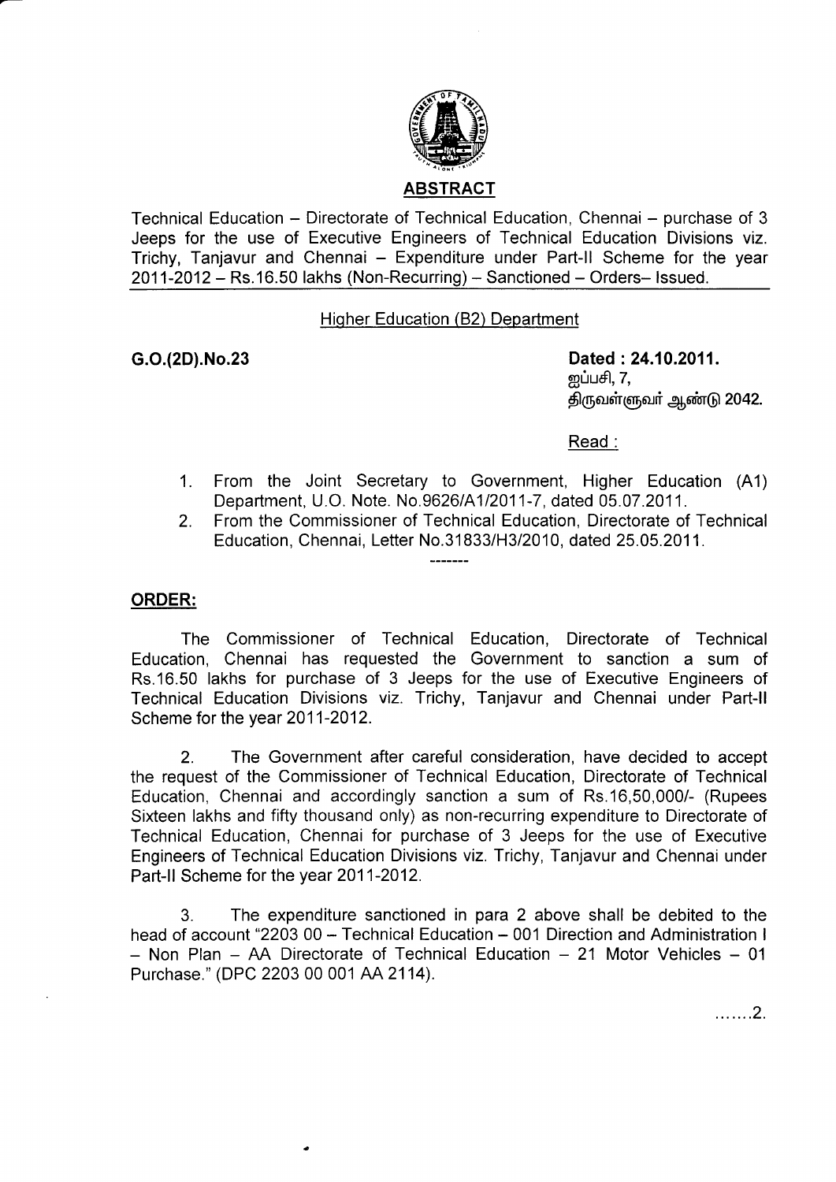## ABSTRACT

Technical Education – Directorate of Technical Education, Chennai – purchase of 3 Jeeps for the use of Executive Engineers of Technical Education Divisions viz. Trichy, Tanjavur and Chennai – Expenditure under Part-II Scheme for the year 2011-2012 – Rs.16.50 lakhs (Non-Recurring) – Sanctioned – Orders– Issued.

Higher Education (B2) Department

**G.O.(2D).No.23** **Dated : 24.10.2011.**
ஐப்பசி, 7,
திருவள்ளுவர் ஆண்டு 2042.

Read :

1. From the Joint Secretary to Government, Higher Education (A1) Department, U.O. Note. No.9626/A1/2011-7, dated 05.07.2011.
2. From the Commissioner of Technical Education, Directorate of Technical Education, Chennai, Letter No.31833/H3/2010, dated 25.05.2011.

-------

**ORDER:**

The Commissioner of Technical Education, Directorate of Technical Education, Chennai has requested the Government to sanction a sum of Rs.16.50 lakhs for purchase of 3 Jeeps for the use of Executive Engineers of Technical Education Divisions viz. Trichy, Tanjavur and Chennai under Part-II Scheme for the year 2011-2012.

2. The Government after careful consideration, have decided to accept the request of the Commissioner of Technical Education, Directorate of Technical Education, Chennai and accordingly sanction a sum of Rs.16,50,000/- (Rupees Sixteen lakhs and fifty thousand only) as non-recurring expenditure to Directorate of Technical Education, Chennai for purchase of 3 Jeeps for the use of Executive Engineers of Technical Education Divisions viz. Trichy, Tanjavur and Chennai under Part-II Scheme for the year 2011-2012.

3. The expenditure sanctioned in para 2 above shall be debited to the head of account "2203 00 – Technical Education – 001 Direction and Administration I – Non Plan – AA Directorate of Technical Education – 21 Motor Vehicles – 01 Purchase." (DPC 2203 00 001 AA 2114).

.......2.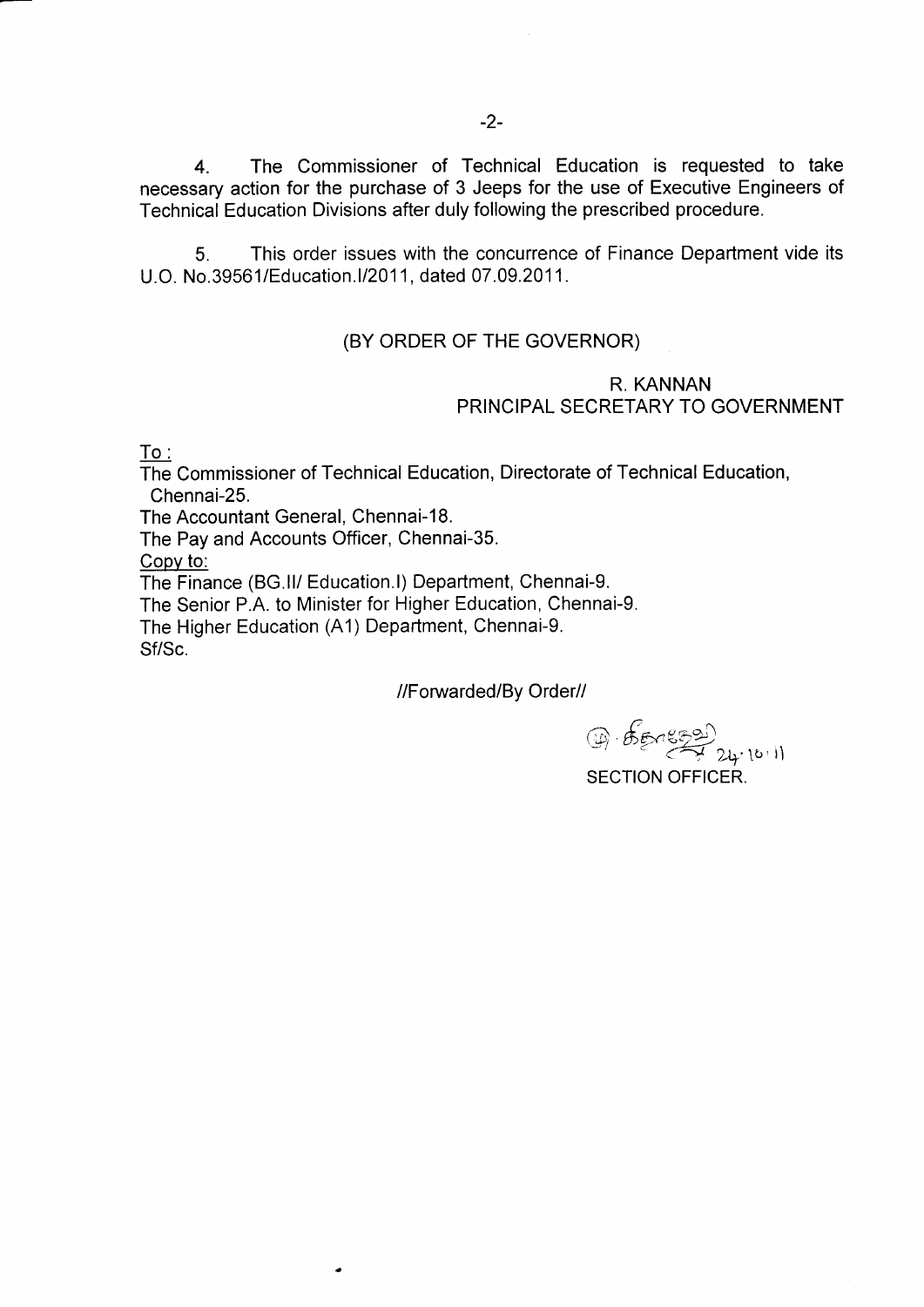4. The Commissioner of Technical Education is requested to take necessary action for the purchase of 3 Jeeps for the use of Executive Engineers of Technical Education Divisions after duly following the prescribed procedure.

5. This order issues with the concurrence of Finance Department vide its U.O. No.39561/Education.I/2011, dated 07.09.2011.

(BY ORDER OF THE GOVERNOR)

R. KANNAN
PRINCIPAL SECRETARY TO GOVERNMENT

To :

The Commissioner of Technical Education, Directorate of Technical Education, Chennai-25.
The Accountant General, Chennai-18.
The Pay and Accounts Officer, Chennai-35.

Copy to:

The Finance (BG.II/ Education.I) Department, Chennai-9.
The Senior P.A. to Minister for Higher Education, Chennai-9.
The Higher Education (A1) Department, Chennai-9.
Sf/Sc.

//Forwarded/By Order//

24.10.11
SECTION OFFICER.